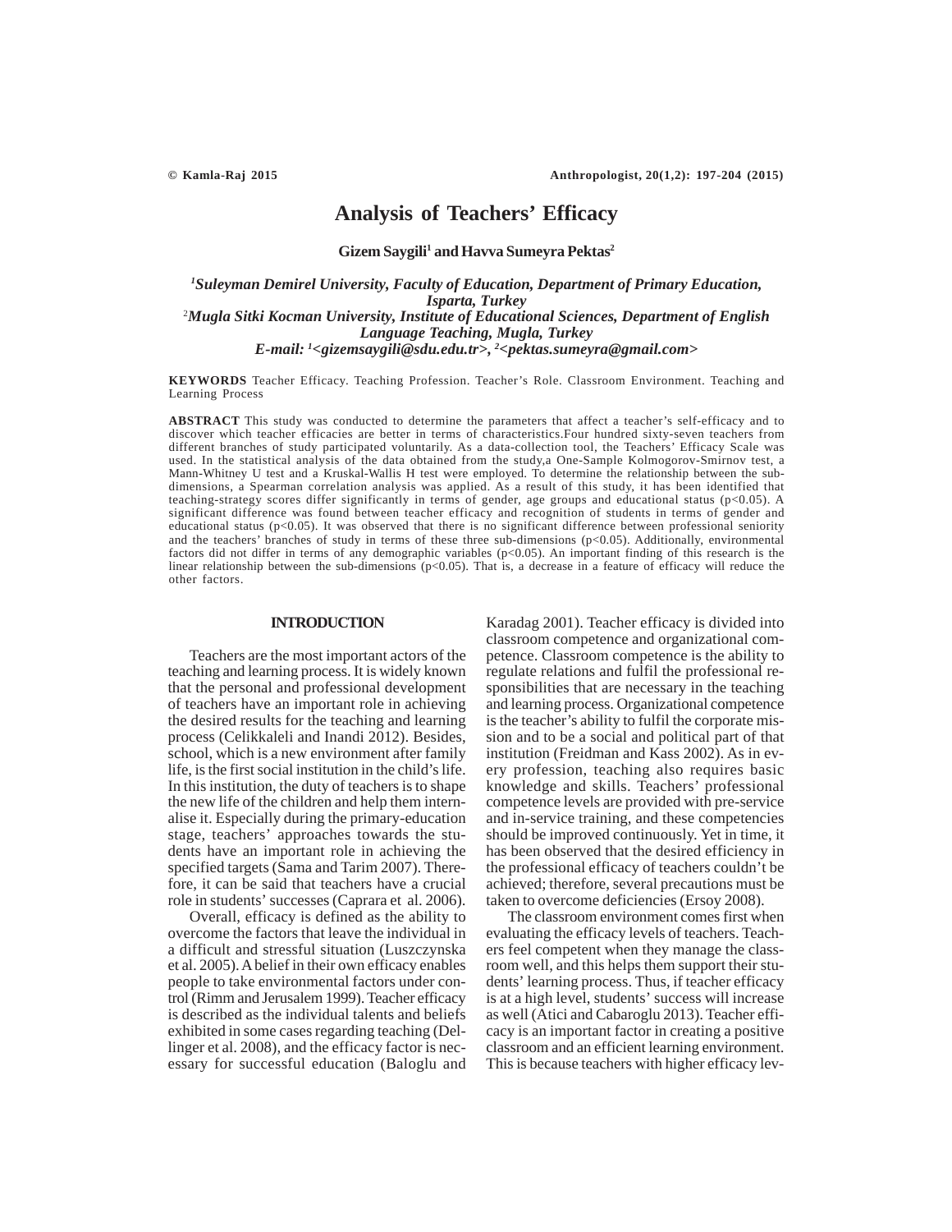# Analysis of Teachers' Efficacy

**Gizem Saygili[1] and Havva Sumeyra Pektas[2]**

*[1]Suleyman Demirel University, Faculty of Education, Department of Primary Education, Isparta, Turkey*
*[2]Mugla Sitki Kocman University, Institute of Educational Sciences, Department of English Language Teaching, Mugla, Turkey*
*E-mail: [1]<gizemsaygili@sdu.edu.tr>, [2]<pektas.sumeyra@gmail.com>*

**KEYWORDS** Teacher Efficacy. Teaching Profession. Teacher's Role. Classroom Environment. Teaching and Learning Process

**ABSTRACT** This study was conducted to determine the parameters that affect a teacher's self-efficacy and to discover which teacher efficacies are better in terms of characteristics.Four hundred sixty-seven teachers from different branches of study participated voluntarily. As a data-collection tool, the Teachers' Efficacy Scale was used. In the statistical analysis of the data obtained from the study,a One-Sample Kolmogorov-Smirnov test, a Mann-Whitney U test and a Kruskal-Wallis H test were employed. To determine the relationship between the sub-dimensions, a Spearman correlation analysis was applied. As a result of this study, it has been identified that teaching-strategy scores differ significantly in terms of gender, age groups and educational status ($p<0.05$). A significant difference was found between teacher efficacy and recognition of students in terms of gender and educational status ($p<0.05$). It was observed that there is no significant difference between professional seniority and the teachers' branches of study in terms of these three sub-dimensions ($p<0.05$). Additionally, environmental factors did not differ in terms of any demographic variables ($p<0.05$). An important finding of this research is the linear relationship between the sub-dimensions ($p<0.05$). That is, a decrease in a feature of efficacy will reduce the other factors.

## INTRODUCTION

Teachers are the most important actors of the teaching and learning process. It is widely known that the personal and professional development of teachers have an important role in achieving the desired results for the teaching and learning process (Celikkaleli and Inandi 2012). Besides, school, which is a new environment after family life, is the first social institution in the child's life. In this institution, the duty of teachers is to shape the new life of the children and help them internalise it. Especially during the primary-education stage, teachers' approaches towards the students have an important role in achieving the specified targets (Sama and Tarim 2007). Therefore, it can be said that teachers have a crucial role in students' successes (Caprara et al. 2006).

Overall, efficacy is defined as the ability to overcome the factors that leave the individual in a difficult and stressful situation (Luszczynska et al. 2005). A belief in their own efficacy enables people to take environmental factors under control (Rimm and Jerusalem 1999). Teacher efficacy is described as the individual talents and beliefs exhibited in some cases regarding teaching (Dellinger et al. 2008), and the efficacy factor is necessary for successful education (Baloglu and Karadag 2001). Teacher efficacy is divided into classroom competence and organizational competence. Classroom competence is the ability to regulate relations and fulfil the professional responsibilities that are necessary in the teaching and learning process. Organizational competence is the teacher's ability to fulfil the corporate mission and to be a social and political part of that institution (Freidman and Kass 2002). As in every profession, teaching also requires basic knowledge and skills. Teachers' professional competence levels are provided with pre-service and in-service training, and these competencies should be improved continuously. Yet in time, it has been observed that the desired efficiency in the professional efficacy of teachers couldn't be achieved; therefore, several precautions must be taken to overcome deficiencies (Ersoy 2008).

The classroom environment comes first when evaluating the efficacy levels of teachers. Teachers feel competent when they manage the classroom well, and this helps them support their students' learning process. Thus, if teacher efficacy is at a high level, students' success will increase as well (Atici and Cabaroglu 2013). Teacher efficacy is an important factor in creating a positive classroom and an efficient learning environment. This is because teachers with higher efficacy lev-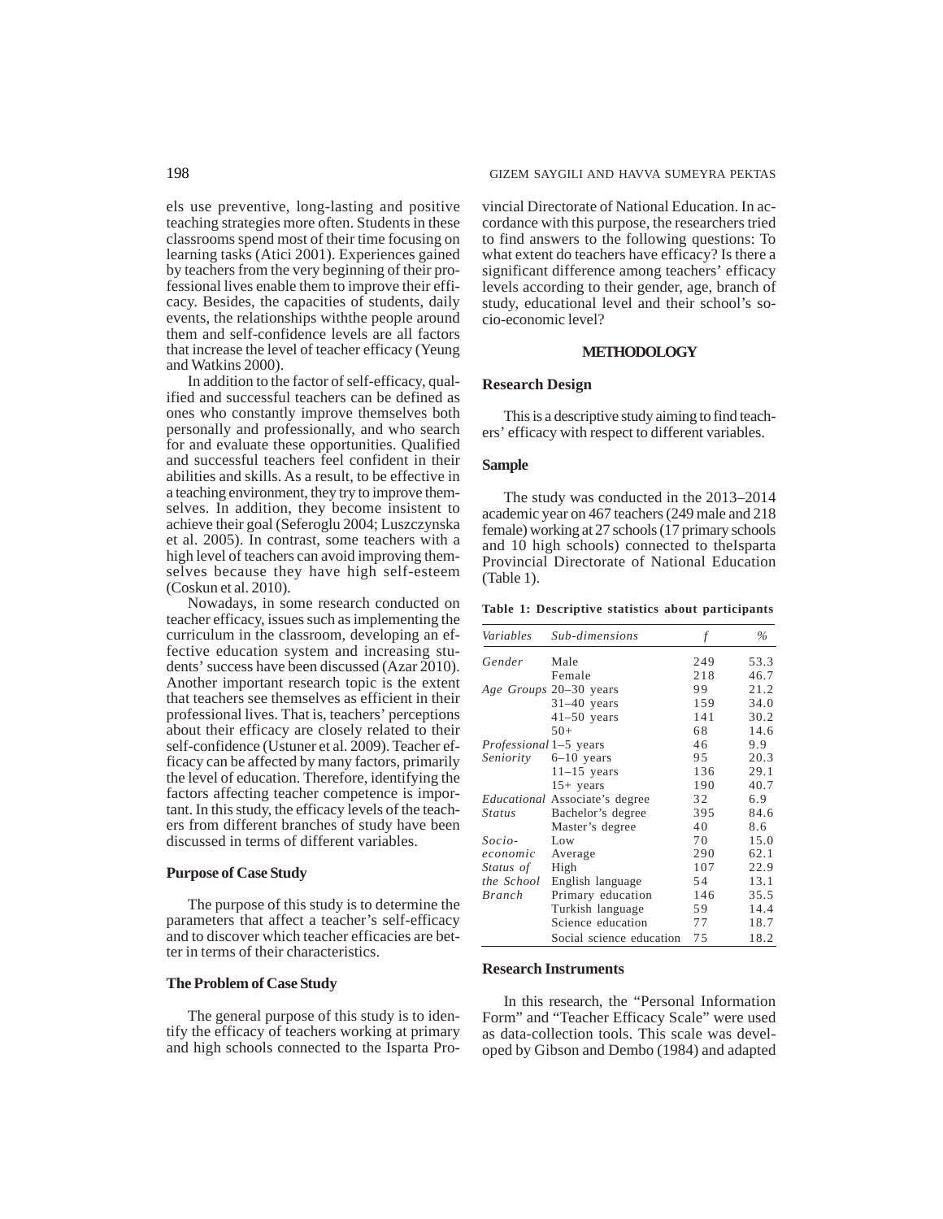els use preventive, long-lasting and positive teaching strategies more often. Students in these classrooms spend most of their time focusing on learning tasks (Atici 2001). Experiences gained by teachers from the very beginning of their professional lives enable them to improve their efficacy. Besides, the capacities of students, daily events, the relationships withthe people around them and self-confidence levels are all factors that increase the level of teacher efficacy (Yeung and Watkins 2000).

In addition to the factor of self-efficacy, qualified and successful teachers can be defined as ones who constantly improve themselves both personally and professionally, and who search for and evaluate these opportunities. Qualified and successful teachers feel confident in their abilities and skills. As a result, to be effective in a teaching environment, they try to improve themselves. In addition, they become insistent to achieve their goal (Seferoglu 2004; Luszczynska et al. 2005). In contrast, some teachers with a high level of teachers can avoid improving themselves because they have high self-esteem (Coskun et al. 2010).

Nowadays, in some research conducted on teacher efficacy, issues such as implementing the curriculum in the classroom, developing an effective education system and increasing students' success have been discussed (Azar 2010). Another important research topic is the extent that teachers see themselves as efficient in their professional lives. That is, teachers' perceptions about their efficacy are closely related to their self-confidence (Ustuner et al. 2009). Teacher efficacy can be affected by many factors, primarily the level of education. Therefore, identifying the factors affecting teacher competence is important. In this study, the efficacy levels of the teachers from different branches of study have been discussed in terms of different variables.

### Purpose of Case Study

The purpose of this study is to determine the parameters that affect a teacher's self-efficacy and to discover which teacher efficacies are better in terms of their characteristics.

### The Problem of Case Study

The general purpose of this study is to identify the efficacy of teachers working at primary and high schools connected to the Isparta Provincial Directorate of National Education. In accordance with this purpose, the researchers tried to find answers to the following questions: To what extent do teachers have efficacy? Is there a significant difference among teachers' efficacy levels according to their gender, age, branch of study, educational level and their school's socio-economic level?

## METHODOLOGY

### Research Design

This is a descriptive study aiming to find teachers' efficacy with respect to different variables.

### Sample

The study was conducted in the 2013–2014 academic year on 467 teachers (249 male and 218 female) working at 27 schools (17 primary schools and 10 high schools) connected to theIsparta Provincial Directorate of National Education (Table 1).

**Table 1: Descriptive statistics about participants**

| *Variables* | *Sub-dimensions* | *f* | *%* |
|---|---|---|---|
| *Gender* | Male | 249 | 53.3 |
| | Female | 218 | 46.7 |
| *Age Groups* | 20–30 years | 99 | 21.2 |
| | 31–40 years | 159 | 34.0 |
| | 41–50 years | 141 | 30.2 |
| | 50+ | 68 | 14.6 |
| *Professional Seniority* | 1–5 years | 46 | 9.9 |
| | 6–10 years | 95 | 20.3 |
| | 11–15 years | 136 | 29.1 |
| | 15+ years | 190 | 40.7 |
| *Educational Status* | Associate's degree | 32 | 6.9 |
| | Bachelor's degree | 395 | 84.6 |
| | Master's degree | 40 | 8.6 |
| *Socio-economic Status of the School* | Low | 70 | 15.0 |
| | Average | 290 | 62.1 |
| | High | 107 | 22.9 |
| *Branch* | English language | 54 | 13.1 |
| | Primary education | 146 | 35.5 |
| | Turkish language | 59 | 14.4 |
| | Science education | 77 | 18.7 |
| | Social science education | 75 | 18.2 |

### Research Instruments

In this research, the "Personal Information Form" and "Teacher Efficacy Scale" were used as data-collection tools. This scale was developed by Gibson and Dembo (1984) and adapted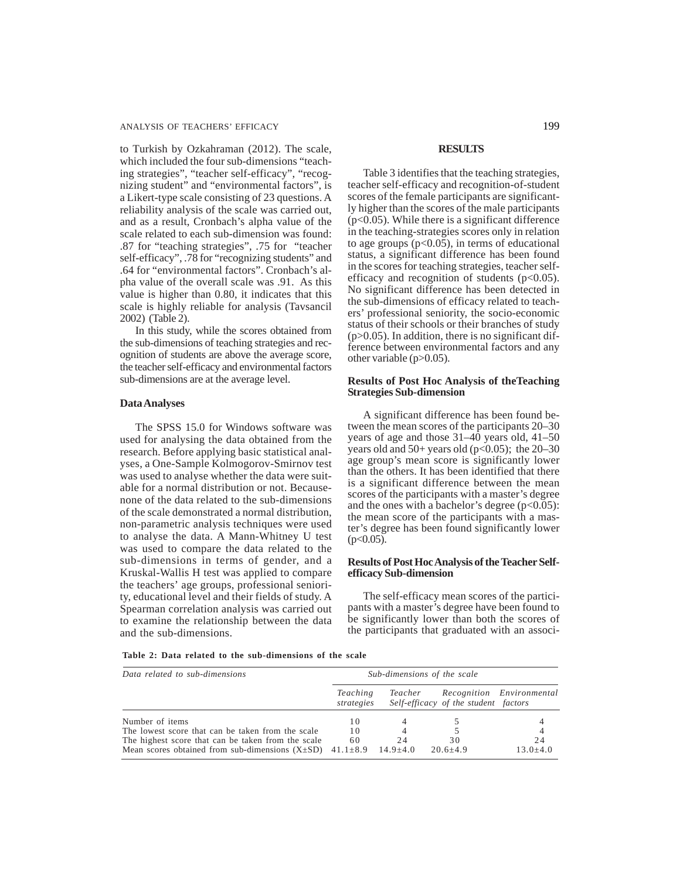to Turkish by Ozkahraman (2012). The scale, which included the four sub-dimensions "teaching strategies", "teacher self-efficacy", "recognizing student" and "environmental factors", is a Likert-type scale consisting of 23 questions. A reliability analysis of the scale was carried out, and as a result, Cronbach's alpha value of the scale related to each sub-dimension was found: .87 for "teaching strategies", .75 for "teacher self-efficacy", .78 for "recognizing students" and .64 for "environmental factors". Cronbach's alpha value of the overall scale was .91. As this value is higher than 0.80, it indicates that this scale is highly reliable for analysis (Tavsancil 2002) (Table 2).

In this study, while the scores obtained from the sub-dimensions of teaching strategies and recognition of students are above the average score, the teacher self-efficacy and environmental factors sub-dimensions are at the average level.

### Data Analyses

The SPSS 15.0 for Windows software was used for analysing the data obtained from the research. Before applying basic statistical analyses, a One-Sample Kolmogorov-Smirnov test was used to analyse whether the data were suitable for a normal distribution or not. Becausenone of the data related to the sub-dimensions of the scale demonstrated a normal distribution, non-parametric analysis techniques were used to analyse the data. A Mann-Whitney U test was used to compare the data related to the sub-dimensions in terms of gender, and a Kruskal-Wallis H test was applied to compare the teachers' age groups, professional seniority, educational level and their fields of study. A Spearman correlation analysis was carried out to examine the relationship between the data and the sub-dimensions.

## RESULTS

Table 3 identifies that the teaching strategies, teacher self-efficacy and recognition-of-student scores of the female participants are significantly higher than the scores of the male participants ($p<0.05$). While there is a significant difference in the teaching-strategies scores only in relation to age groups ($p<0.05$), in terms of educational status, a significant difference has been found in the scores for teaching strategies, teacher self-efficacy and recognition of students ($p<0.05$). No significant difference has been detected in the sub-dimensions of efficacy related to teachers' professional seniority, the socio-economic status of their schools or their branches of study ($p>0.05$). In addition, there is no significant difference between environmental factors and any other variable ($p>0.05$).

### Results of Post Hoc Analysis of theTeaching Strategies Sub-dimension

A significant difference has been found between the mean scores of the participants 20–30 years of age and those 31–40 years old, 41–50 years old and 50+ years old ($p<0.05$); the 20–30 age group's mean score is significantly lower than the others. It has been identified that there is a significant difference between the mean scores of the participants with a master's degree and the ones with a bachelor's degree ($p<0.05$): the mean score of the participants with a master's degree has been found significantly lower ($p<0.05$).

### Results of Post Hoc Analysis of the Teacher Self-efficacy Sub-dimension

The self-efficacy mean scores of the participants with a master's degree have been found to be significantly lower than both the scores of the participants that graduated with an associ-

**Table 2: Data related to the sub-dimensions of the scale**

| *Data related to sub-dimensions* | *Sub-dimensions of the scale* | | | |
|---|---|---|---|---|
| | *Teaching strategies* | *Teacher Self-efficacy* | *Recognition of the student* | *Environmental factors* |
| Number of items | 10 | 4 | 5 | 4 |
| The lowest score that can be taken from the scale | 10 | 4 | 5 | 4 |
| The highest score that can be taken from the scale | 60 | 24 | 30 | 24 |
| Mean scores obtained from sub-dimensions (X±SD) | 41.1±8.9 | 14.9±4.0 | 20.6±4.9 | 13.0±4.0 |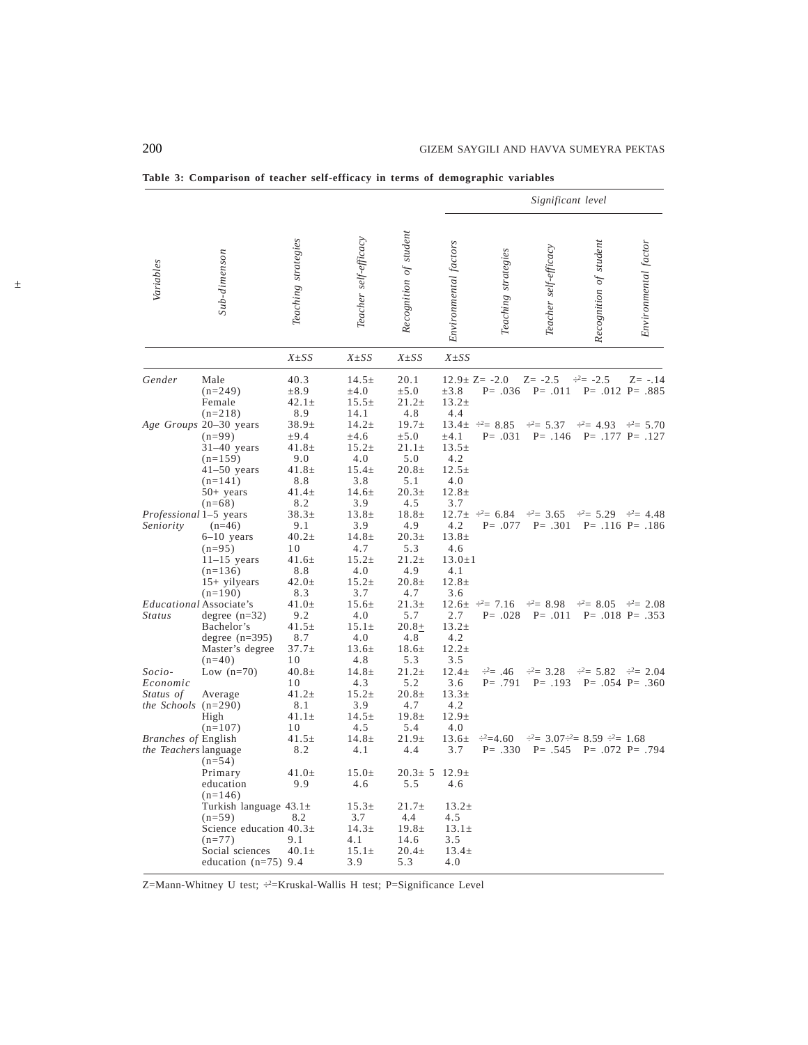**Table 3: Comparison of teacher self-efficacy in terms of demographic variables**

| Variables | Sub-dimenson | Teaching strategies | Teacher self-efficacy | Recognition of student | Environmental factors | Significant level | | | |
|---|---|---|---|---|---|---|---|---|---|
| | | | | | | Teaching strategies | Teacher self-efficacy | Recognition of student | Environmental factor |
| | | X±SS | X±SS | X±SS | X±SS | | | | |
| Gender | Male (n=249) | 40.3 ±8.9 | 14.5± ±4.0 | 20.1 ±5.0 | 12.9± ±3.8 | Z= -2.0 P= .036 | Z= -2.5 P= .011 | $\chi^2$= -2.5 P= .012 | Z= -.14 P= .885 |
| | Female (n=218) | 42.1± 8.9 | 15.5± 14.1 | 21.2± 4.8 | 13.2± 4.4 | | | | |
| Age Groups | 20–30 years (n=99) | 38.9± ±9.4 | 14.2± ±4.6 | 19.7± ±5.0 | 13.4± ±4.1 | $\chi^2$= 8.85 P= .031 | $\chi^2$= 5.37 P= .146 | $\chi^2$= 4.93 P= .177 | $\chi^2$= 5.70 P= .127 |
| | 31–40 years (n=159) | 41.8± 9.0 | 15.2± 4.0 | 21.1± 5.0 | 13.5± 4.2 | | | | |
| | 41–50 years (n=141) | 41.8± 8.8 | 15.4± 3.8 | 20.8± 5.1 | 12.5± 4.0 | | | | |
| | 50+ years (n=68) | 41.4± 8.2 | 14.6± 3.9 | 20.3± 4.5 | 12.8± 3.7 | | | | |
| Professional Seniority | 1–5 years (n=46) | 38.3± 9.1 | 13.8± 3.9 | 18.8± 4.9 | 12.7± 4.2 | $\chi^2$= 6.84 P= .077 | $\chi^2$= 3.65 P= .301 | $\chi^2$= 5.29 P= .116 | $\chi^2$= 4.48 P= .186 |
| | 6–10 years (n=95) | 40.2± 10 | 14.8± 4.7 | 20.3± 5.3 | 13.8± 4.6 | | | | |
| | 11–15 years (n=136) | 41.6± 8.8 | 15.2± 4.0 | 21.2± 4.9 | 13.0±1 4.1 | | | | |
| | 15+ yilyears (n=190) | 42.0± 8.3 | 15.2± 3.7 | 20.8± 4.7 | 12.8± 3.6 | | | | |
| Educational Status | Associate's degree (n=32) | 41.0± 9.2 | 15.6± 4.0 | 21.3± 5.7 | 12.6± 2.7 | $\chi^2$= 7.16 P= .028 | $\chi^2$= 8.98 P= .011 | $\chi^2$= 8.05 P= .018 | $\chi^2$= 2.08 P= .353 |
| | Bachelor's degree (n=395) | 41.5± 8.7 | 15.1± 4.0 | 20.8± 4.8 | 13.2± 4.2 | | | | |
| | Master's degree (n=40) | 37.7± 10 | 13.6± 4.8 | 18.6± 5.3 | 12.2± 3.5 | | | | |
| Socio-Economic Status of the Schools | Low (n=70) | 40.8± 10 | 14.8± 4.3 | 21.2± 5.2 | 12.4± 3.6 | $\chi^2$= .46 P= .791 | $\chi^2$= 3.28 P= .193 | $\chi^2$= 5.82 P= .054 | $\chi^2$= 2.04 P= .360 |
| | Average (n=290) | 41.2± 8.1 | 15.2± 3.9 | 20.8± 4.7 | 13.3± 4.2 | | | | |
| | High (n=107) | 41.1± 10 | 14.5± 4.5 | 19.8± 5.4 | 12.9± 4.0 | | | | |
| Branches of the Teachers | English language (n=54) | 41.5± 8.2 | 14.8± 4.1 | 21.9± 4.4 | 13.6± 3.7 | $\chi^2$=4.60 P= .330 | $\chi^2$= 3.07 P= .545 | $\chi^2$= 8.59 P= .072 | $\chi^2$= 1.68 P= .794 |
| | Primary education (n=146) | 41.0± 9.9 | 15.0± 4.6 | 20.3± 5 5.5 | 12.9± 4.6 | | | | |
| | Turkish language (n=59) | 43.1± 8.2 | 15.3± 3.7 | 21.7± 4.4 | 13.2± 4.5 | | | | |
| | Science education (n=77) | 40.3± 9.1 | 14.3± 4.1 | 19.8± 14.6 | 13.1± 3.5 | | | | |
| | Social sciences education (n=75) | 40.1± 9.4 | 15.1± 3.9 | 20.4± 5.3 | 13.4± 4.0 | | | | |

Z=Mann-Whitney U test; $\chi^2$=Kruskal-Wallis H test; P=Significance Level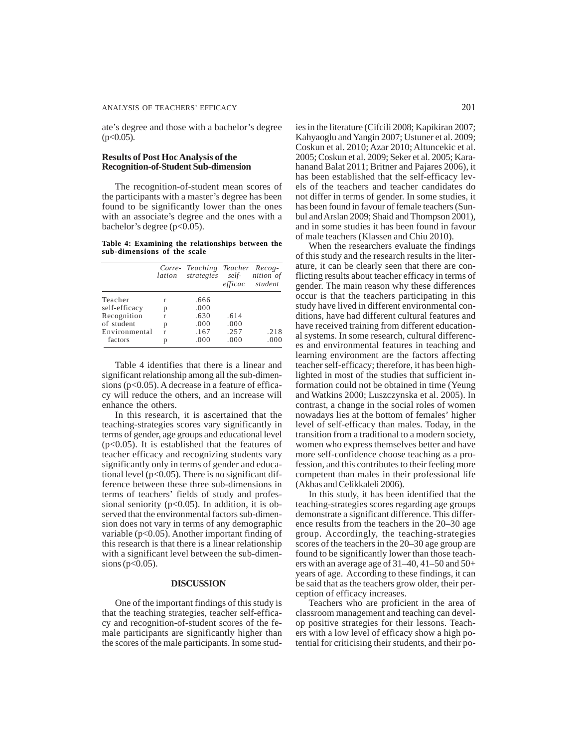ate's degree and those with a bachelor's degree ($p<0.05$).

**Results of Post Hoc Analysis of the Recognition-of-Student Sub-dimension**

The recognition-of-student mean scores of the participants with a master's degree has been found to be significantly lower than the ones with an associate's degree and the ones with a bachelor's degree ($p<0.05$).

**Table 4: Examining the relationships between the sub-dimensions of the scale**

| | *Corre-lation* | *Teaching strategies* | *Teacher self-efficac* | *Recog-nition of student* |
|---|---|---|---|---|
| Teacher self-efficacy | r | .666 | | |
| | p | .000 | | |
| Recognition of student | r | .630 | .614 | |
| | p | .000 | .000 | |
| Environmental factors | r | .167 | .257 | .218 |
| | p | .000 | .000 | .000 |

Table 4 identifies that there is a linear and significant relationship among all the sub-dimensions ($p<0.05$). A decrease in a feature of efficacy will reduce the others, and an increase will enhance the others.

In this research, it is ascertained that the teaching-strategies scores vary significantly in terms of gender, age groups and educational level ($p<0.05$). It is established that the features of teacher efficacy and recognizing students vary significantly only in terms of gender and educational level ($p<0.05$). There is no significant difference between these three sub-dimensions in terms of teachers' fields of study and professional seniority ($p<0.05$). In addition, it is observed that the environmental factors sub-dimension does not vary in terms of any demographic variable ($p<0.05$). Another important finding of this research is that there is a linear relationship with a significant level between the sub-dimensions ($p<0.05$).

## DISCUSSION

One of the important findings of this study is that the teaching strategies, teacher self-efficacy and recognition-of-student scores of the female participants are significantly higher than the scores of the male participants. In some studies in the literature (Cifcili 2008; Kapikiran 2007; Kahyaoglu and Yangin 2007; Ustuner et al. 2009; Coskun et al. 2010; Azar 2010; Altuncekic et al. 2005; Coskun et al. 2009; Seker et al. 2005; Karahanand Balat 2011; Britner and Pajares 2006), it has been established that the self-efficacy levels of the teachers and teacher candidates do not differ in terms of gender. In some studies, it has been found in favour of female teachers (Sunbul and Arslan 2009; Shaid and Thompson 2001), and in some studies it has been found in favour of male teachers (Klassen and Chiu 2010).

When the researchers evaluate the findings of this study and the research results in the literature, it can be clearly seen that there are conflicting results about teacher efficacy in terms of gender. The main reason why these differences occur is that the teachers participating in this study have lived in different environmental conditions, have had different cultural features and have received training from different educational systems. In some research, cultural differences and environmental features in teaching and learning environment are the factors affecting teacher self-efficacy; therefore, it has been highlighted in most of the studies that sufficient information could not be obtained in time (Yeung and Watkins 2000; Luszczynska et al. 2005). In contrast, a change in the social roles of women nowadays lies at the bottom of females' higher level of self-efficacy than males. Today, in the transition from a traditional to a modern society, women who express themselves better and have more self-confidence choose teaching as a profession, and this contributes to their feeling more competent than males in their professional life (Akbas and Celikkaleli 2006).

In this study, it has been identified that the teaching-strategies scores regarding age groups demonstrate a significant difference. This difference results from the teachers in the 20–30 age group. Accordingly, the teaching-strategies scores of the teachers in the 20–30 age group are found to be significantly lower than those teachers with an average age of 31–40, 41–50 and 50+ years of age. According to these findings, it can be said that as the teachers grow older, their perception of efficacy increases.

Teachers who are proficient in the area of classroom management and teaching can develop positive strategies for their lessons. Teachers with a low level of efficacy show a high potential for criticising their students, and their po-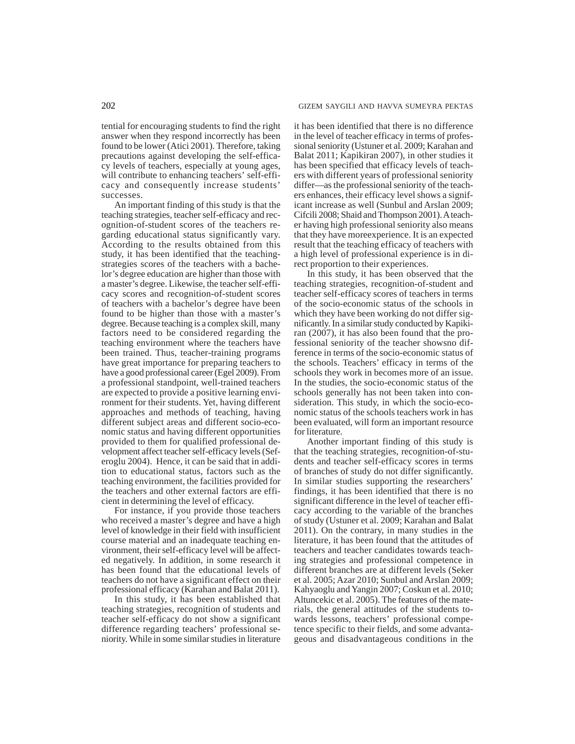tential for encouraging students to find the right answer when they respond incorrectly has been found to be lower (Atici 2001). Therefore, taking precautions against developing the self-efficacy levels of teachers, especially at young ages, will contribute to enhancing teachers' self-efficacy and consequently increase students' successes.

An important finding of this study is that the teaching strategies, teacher self-efficacy and recognition-of-student scores of the teachers regarding educational status significantly vary. According to the results obtained from this study, it has been identified that the teaching-strategies scores of the teachers with a bachelor's degree education are higher than those with a master's degree. Likewise, the teacher self-efficacy scores and recognition-of-student scores of teachers with a bachelor's degree have been found to be higher than those with a master's degree. Because teaching is a complex skill, many factors need to be considered regarding the teaching environment where the teachers have been trained. Thus, teacher-training programs have great importance for preparing teachers to have a good professional career (Egel 2009). From a professional standpoint, well-trained teachers are expected to provide a positive learning environment for their students. Yet, having different approaches and methods of teaching, having different subject areas and different socio-economic status and having different opportunities provided to them for qualified professional development affect teacher self-efficacy levels (Seferoglu 2004). Hence, it can be said that in addition to educational status, factors such as the teaching environment, the facilities provided for the teachers and other external factors are efficient in determining the level of efficacy.

For instance, if you provide those teachers who received a master's degree and have a high level of knowledge in their field with insufficient course material and an inadequate teaching environment, their self-efficacy level will be affected negatively. In addition, in some research it has been found that the educational levels of teachers do not have a significant effect on their professional efficacy (Karahan and Balat 2011).

In this study, it has been established that teaching strategies, recognition of students and teacher self-efficacy do not show a significant difference regarding teachers' professional seniority. While in some similar studies in literature it has been identified that there is no difference in the level of teacher efficacy in terms of professional seniority (Ustuner et al. 2009; Karahan and Balat 2011; Kapikiran 2007), in other studies it has been specified that efficacy levels of teachers with different years of professional seniority differ—as the professional seniority of the teachers enhances, their efficacy level shows a significant increase as well (Sunbul and Arslan 2009; Cifcili 2008; Shaid and Thompson 2001). A teacher having high professional seniority also means that they have moreexperience. It is an expected result that the teaching efficacy of teachers with a high level of professional experience is in direct proportion to their experiences.

In this study, it has been observed that the teaching strategies, recognition-of-student and teacher self-efficacy scores of teachers in terms of the socio-economic status of the schools in which they have been working do not differ significantly. In a similar study conducted by Kapikiran (2007), it has also been found that the professional seniority of the teacher showsno difference in terms of the socio-economic status of the schools. Teachers' efficacy in terms of the schools they work in becomes more of an issue. In the studies, the socio-economic status of the schools generally has not been taken into consideration. This study, in which the socio-economic status of the schools teachers work in has been evaluated, will form an important resource for literature.

Another important finding of this study is that the teaching strategies, recognition-of-students and teacher self-efficacy scores in terms of branches of study do not differ significantly. In similar studies supporting the researchers' findings, it has been identified that there is no significant difference in the level of teacher efficacy according to the variable of the branches of study (Ustuner et al. 2009; Karahan and Balat 2011). On the contrary, in many studies in the literature, it has been found that the attitudes of teachers and teacher candidates towards teaching strategies and professional competence in different branches are at different levels (Seker et al. 2005; Azar 2010; Sunbul and Arslan 2009; Kahyaoglu and Yangin 2007; Coskun et al. 2010; Altuncekic et al. 2005). The features of the materials, the general attitudes of the students towards lessons, teachers' professional competence specific to their fields, and some advantageous and disadvantageous conditions in the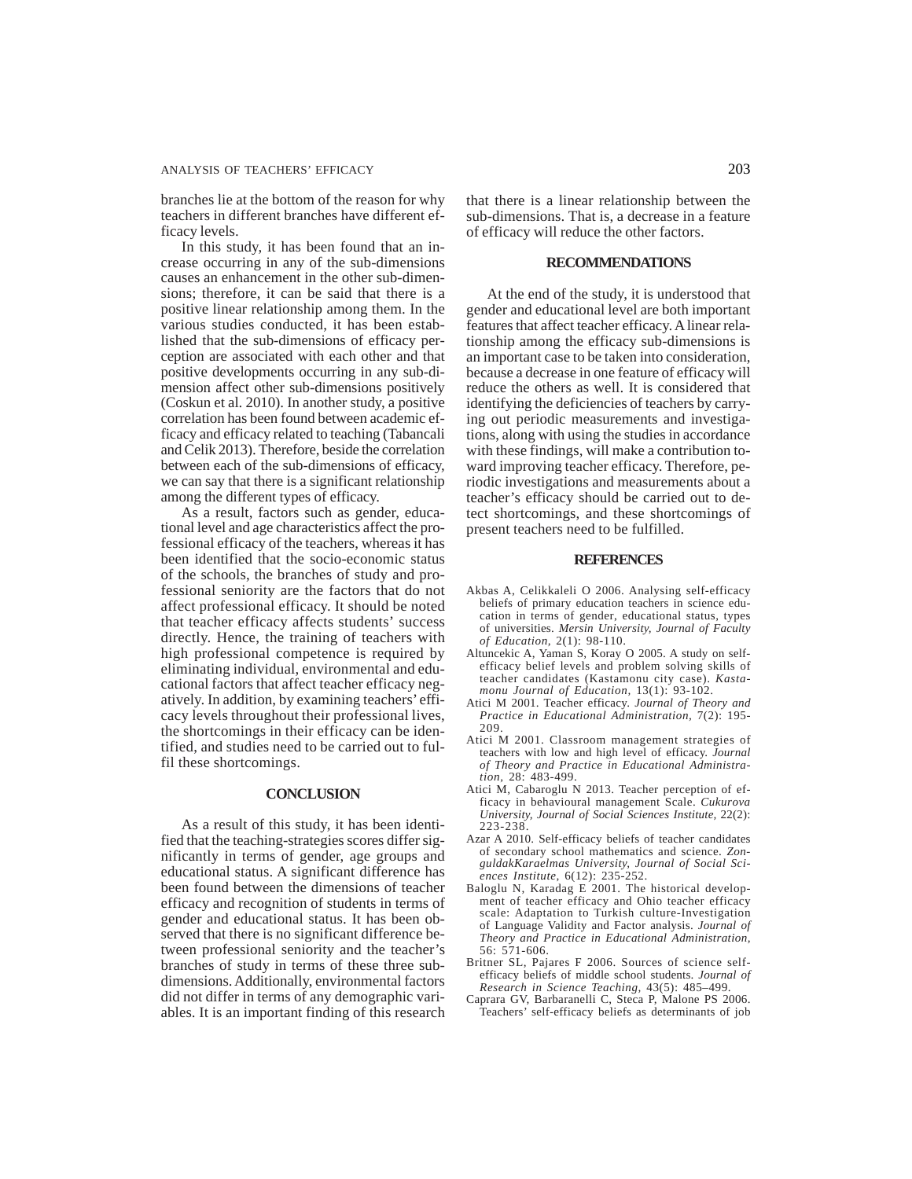branches lie at the bottom of the reason for why teachers in different branches have different efficacy levels.

In this study, it has been found that an increase occurring in any of the sub-dimensions causes an enhancement in the other sub-dimensions; therefore, it can be said that there is a positive linear relationship among them. In the various studies conducted, it has been established that the sub-dimensions of efficacy perception are associated with each other and that positive developments occurring in any sub-dimension affect other sub-dimensions positively (Coskun et al. 2010). In another study, a positive correlation has been found between academic efficacy and efficacy related to teaching (Tabancali and Celik 2013). Therefore, beside the correlation between each of the sub-dimensions of efficacy, we can say that there is a significant relationship among the different types of efficacy.

As a result, factors such as gender, educational level and age characteristics affect the professional efficacy of the teachers, whereas it has been identified that the socio-economic status of the schools, the branches of study and professional seniority are the factors that do not affect professional efficacy. It should be noted that teacher efficacy affects students' success directly. Hence, the training of teachers with high professional competence is required by eliminating individual, environmental and educational factors that affect teacher efficacy negatively. In addition, by examining teachers' efficacy levels throughout their professional lives, the shortcomings in their efficacy can be identified, and studies need to be carried out to fulfil these shortcomings.

## CONCLUSION

As a result of this study, it has been identified that the teaching-strategies scores differ significantly in terms of gender, age groups and educational status. A significant difference has been found between the dimensions of teacher efficacy and recognition of students in terms of gender and educational status. It has been observed that there is no significant difference between professional seniority and the teacher's branches of study in terms of these three sub-dimensions. Additionally, environmental factors did not differ in terms of any demographic variables. It is an important finding of this research that there is a linear relationship between the sub-dimensions. That is, a decrease in a feature of efficacy will reduce the other factors.

## RECOMMENDATIONS

At the end of the study, it is understood that gender and educational level are both important features that affect teacher efficacy. A linear relationship among the efficacy sub-dimensions is an important case to be taken into consideration, because a decrease in one feature of efficacy will reduce the others as well. It is considered that identifying the deficiencies of teachers by carrying out periodic measurements and investigations, along with using the studies in accordance with these findings, will make a contribution toward improving teacher efficacy. Therefore, periodic investigations and measurements about a teacher's efficacy should be carried out to detect shortcomings, and these shortcomings of present teachers need to be fulfilled.

## REFERENCES

Akbas A, Celikkaleli O 2006. Analysing self-efficacy beliefs of primary education teachers in science education in terms of gender, educational status, types of universities. *Mersin University, Journal of Faculty of Education,* 2(1): 98-110.

Altuncekic A, Yaman S, Koray O 2005. A study on self-efficacy belief levels and problem solving skills of teacher candidates (Kastamonu city case). *Kastamonu Journal of Education,* 13(1): 93-102.

Atici M 2001. Teacher efficacy. *Journal of Theory and Practice in Educational Administration,* 7(2): 195-209.

Atici M 2001. Classroom management strategies of teachers with low and high level of efficacy. *Journal of Theory and Practice in Educational Administration,* 28: 483-499.

Atici M, Cabaroglu N 2013. Teacher perception of efficacy in behavioural management Scale. *Cukurova University, Journal of Social Sciences Institute,* 22(2): 223-238.

Azar A 2010. Self-efficacy beliefs of teacher candidates of secondary school mathematics and science. *ZonguldakKaraelmas University, Journal of Social Sciences Institute,* 6(12): 235-252.

Baloglu N, Karadag E 2001. The historical development of teacher efficacy and Ohio teacher efficacy scale: Adaptation to Turkish culture-Investigation of Language Validity and Factor analysis. *Journal of Theory and Practice in Educational Administration,* 56: 571-606.

Britner SL, Pajares F 2006. Sources of science self-efficacy beliefs of middle school students. *Journal of Research in Science Teaching,* 43(5): 485–499.

Caprara GV, Barbaranelli C, Steca P, Malone PS 2006. Teachers' self-efficacy beliefs as determinants of job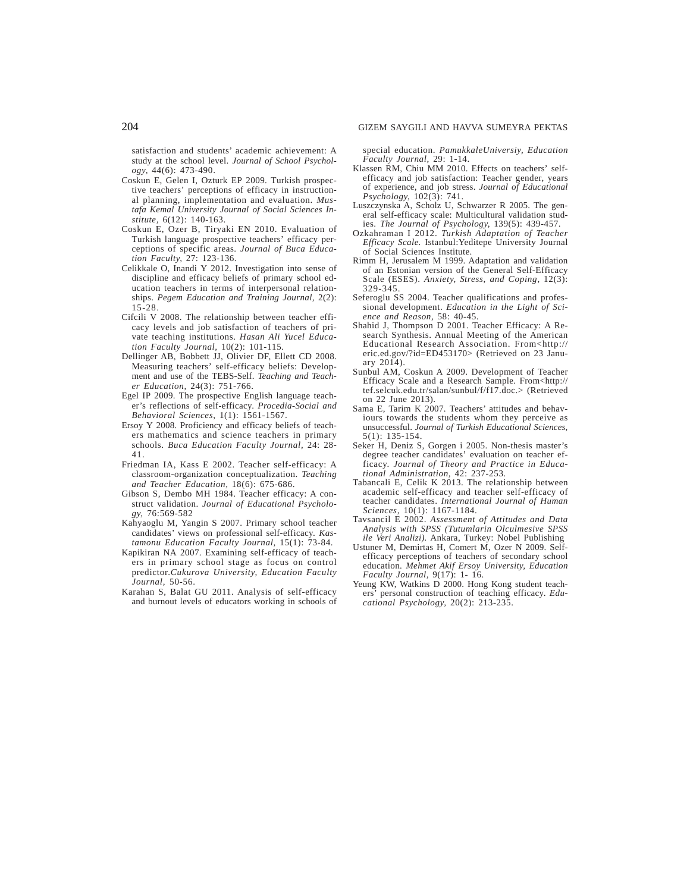satisfaction and students' academic achievement: A study at the school level. *Journal of School Psychology,* 44(6): 473-490.

Coskun E, Gelen I, Ozturk EP 2009. Turkish prospective teachers' perceptions of efficacy in instructional planning, implementation and evaluation. *Mustafa Kemal University Journal of Social Sciences Institute,* 6(12): 140-163.

Coskun E, Ozer B, Tiryaki EN 2010. Evaluation of Turkish language prospective teachers' efficacy perceptions of specific areas. *Journal of Buca Education Faculty,* 27: 123-136.

Celikkale O, Inandi Y 2012. Investigation into sense of discipline and efficacy beliefs of primary school education teachers in terms of interpersonal relationships. *Pegem Education and Training Journal,* 2(2): 15-28.

Cifcili V 2008. The relationship between teacher efficacy levels and job satisfaction of teachers of private teaching institutions. *Hasan Ali Yucel Education Faculty Journal,* 10(2): 101-115.

Dellinger AB, Bobbett JJ, Olivier DF, Ellett CD 2008. Measuring teachers' self-efficacy beliefs: Development and use of the TEBS-Self. *Teaching and Teacher Education,* 24(3): 751-766.

Egel IP 2009. The prospective English language teacher's reflections of self-efficacy. *Procedia-Social and Behavioral Sciences,* 1(1): 1561-1567.

Ersoy Y 2008. Proficiency and efficacy beliefs of teachers mathematics and science teachers in primary schools. *Buca Education Faculty Journal,* 24: 28-41.

Friedman IA, Kass E 2002. Teacher self-efficacy: A classroom-organization conceptualization. *Teaching and Teacher Education,* 18(6): 675-686.

Gibson S, Dembo MH 1984. Teacher efficacy: A construct validation. *Journal of Educational Psychology,* 76:569-582

Kahyaoglu M, Yangin S 2007. Primary school teacher candidates' views on professional self-efficacy. *Kastamonu Education Faculty Journal,* 15(1): 73-84.

Kapikiran NA 2007. Examining self-efficacy of teachers in primary school stage as focus on control predictor.*Cukurova University, Education Faculty Journal,* 50-56.

Karahan S, Balat GU 2011. Analysis of self-efficacy and burnout levels of educators working in schools of special education. *PamukkaleUniversiy, Education Faculty Journal,* 29: 1-14.

Klassen RM, Chiu MM 2010. Effects on teachers' self-efficacy and job satisfaction: Teacher gender, years of experience, and job stress. *Journal of Educational Psychology,* 102(3): 741.

Luszczynska A, Scholz U, Schwarzer R 2005. The general self-efficacy scale: Multicultural validation studies. *The Journal of Psychology,* 139(5): 439-457.

Ozkahraman I 2012. *Turkish Adaptation of Teacher Efficacy Scale.* Istanbul:Yeditepe University Journal of Social Sciences Institute.

Rimm H, Jerusalem M 1999. Adaptation and validation of an Estonian version of the General Self-Efficacy Scale (ESES). *Anxiety, Stress, and Coping,* 12(3): 329-345.

Seferoglu SS 2004. Teacher qualifications and professional development. *Education in the Light of Science and Reason,* 58: 40-45.

Shahid J, Thompson D 2001. Teacher Efficacy: A Research Synthesis. Annual Meeting of the American Educational Research Association. From<http://eric.ed.gov/?id=ED453170> (Retrieved on 23 January 2014).

Sunbul AM, Coskun A 2009. Development of Teacher Efficacy Scale and a Research Sample. From<http://tef.selcuk.edu.tr/salan/sunbul/f/f17.doc.> (Retrieved on 22 June 2013).

Sama E, Tarim K 2007. Teachers' attitudes and behaviours towards the students whom they perceive as unsuccessful. *Journal of Turkish Educational Sciences,* 5(1): 135-154.

Seker H, Deniz S, Gorgen i 2005. Non-thesis master's degree teacher candidates' evaluation on teacher efficacy. *Journal of Theory and Practice in Educational Administration,* 42: 237-253.

Tabancali E, Celik K 2013. The relationship between academic self-efficacy and teacher self-efficacy of teacher candidates. *International Journal of Human Sciences,* 10(1): 1167-1184.

Tavsancil E 2002. *Assessment of Attitudes and Data Analysis with SPSS (Tutumlarin Olculmesive SPSS ile Veri Analizi).* Ankara, Turkey: Nobel Publishing

Ustuner M, Demirtas H, Comert M, Ozer N 2009. Self-efficacy perceptions of teachers of secondary school education. *Mehmet Akif Ersoy University, Education Faculty Journal,* 9(17): 1- 16.

Yeung KW, Watkins D 2000. Hong Kong student teachers' personal construction of teaching efficacy. *Educational Psychology,* 20(2): 213-235.